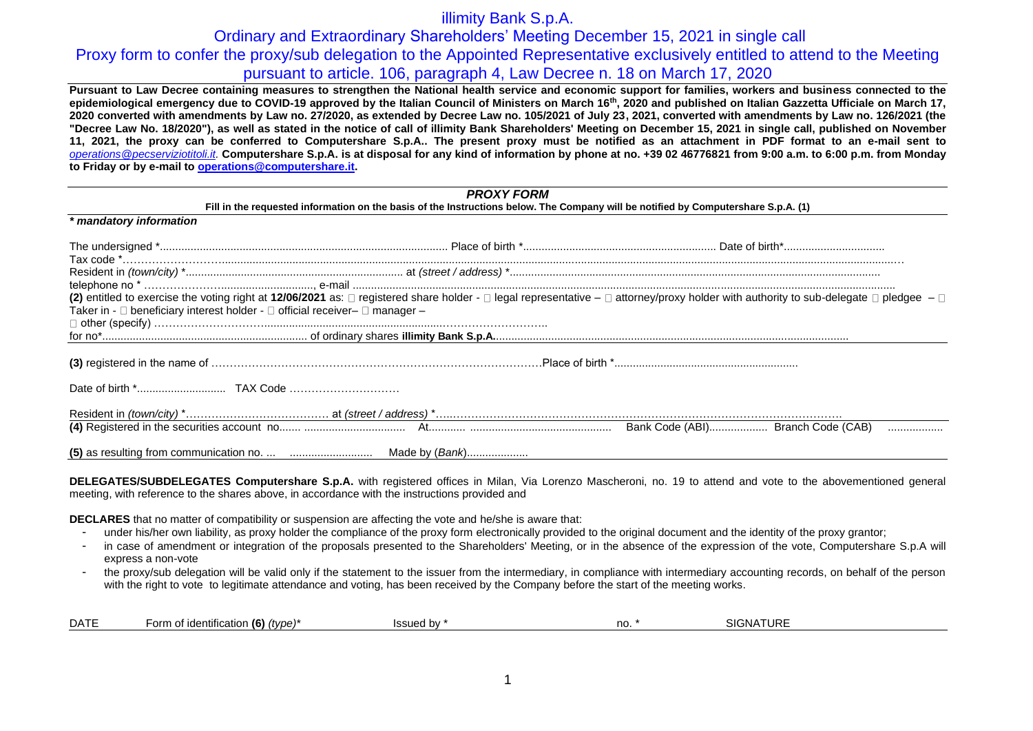# illimity Bank S.p.A.

## Ordinary and Extraordinary Shareholders' Meeting December 15, 2021 in single call

## Proxy form to confer the proxy/sub delegation to the Appointed Representative exclusively entitled to attend to the Meeting pursuant to article. 106, paragraph 4, Law Decree n. 18 on March 17, 2020

**Pursuant to Law Decree containing measures to strengthen the National health service and economic support for families, workers and business connected to the epidemiological emergency due to COVID-19 approved by the Italian Council of Ministers on March 16th, 2020 and published on Italian Gazzetta Ufficiale on March 17, 2020 converted with amendments by Law no. 27/2020, as extended by Decree Law no. 105/2021 of July 23, 2021, converted with amendments by Law no. 126/2021 (the "Decree Law No. 18/2020"), as well as stated in the notice of call of illimity Bank Shareholders' Meeting on December 15, 2021 in single call, published on November 11, 2021, the proxy can be conferred to Computershare S.p.A.. The present proxy must be notified as an attachment in PDF format to an e-mail sent to** *operations@pecserviziotitoli.it.* **Computershare S.p.A. is at disposal for any kind of information by phone at no. +39 02 46776821 from 9:00 a.m. to 6:00 p.m. from Monday to Friday or by e-mail to operations@computershare.it.**

### *PROXY FORM*

**Fill in the requested information on the basis of the Instructions below. The Company will be notified by Computershare S.p.A. (1)**

***\* mandatory information***

The undersigned \*.............................................................................................. Place of birth \*.............................................................. Date of birth\*................................

Tax code \*……………………...........................................................................................................................................................................................................…

Resident in *(town/city)* \*...................................................................... at *(street / address)* \*.......................................................................................................................

telephone no \* ………………….............................., e-mail .............................................................................................................................................................

**(2)** entitled to exercise the voting right at **12/06/2021** as: □ registered share holder - □ legal representative – □ attorney/proxy holder with authority to sub-delegate □ pledgee – □ Taker in - □ beneficiary interest holder - □ official receiver– □ manager –

□ other (specify) ……………………….........................................................……………………..

for no\*................................................................... of ordinary shares **illimity Bank S.p.A.**.................................................................................................................................

**(3)** registered in the name of ………………………………………………………………………………Place of birth \*...........................................................

Date of birth \*............................ TAX Code …………………………

Resident in *(town/city)* \*………………………………… at *(street / address)* \*…..………………………………………………………………………………………………

**(4)** Registered in the securities account no....... ................................ At........... ............................................ Bank Code (ABI).................. Branch Code (CAB) .................

**(5)** as resulting from communication no. ... .......................... Made by (*Bank*)....................

**DELEGATES/SUBDELEGATES Computershare S.p.A.** with registered offices in Milan, Via Lorenzo Mascheroni, no. 19 to attend and vote to the abovementioned general meeting, with reference to the shares above, in accordance with the instructions provided and

**DECLARES** that no matter of compatibility or suspension are affecting the vote and he/she is aware that:

- under his/her own liability, as proxy holder the compliance of the proxy form electronically provided to the original document and the identity of the proxy grantor;
- in case of amendment or integration of the proposals presented to the Shareholders' Meeting, or in the absence of the expression of the vote, Computershare S.p.A will express a non-vote
- the proxy/sub delegation will be valid only if the statement to the issuer from the intermediary, in compliance with intermediary accounting records, on behalf of the person with the right to vote to legitimate attendance and voting, has been received by the Company before the start of the meeting works.

| DATE | Form of identification **(6)** *(type)*\* | Issued by \* | no. \* | SIGNATURE |
|---|---|---|---|---|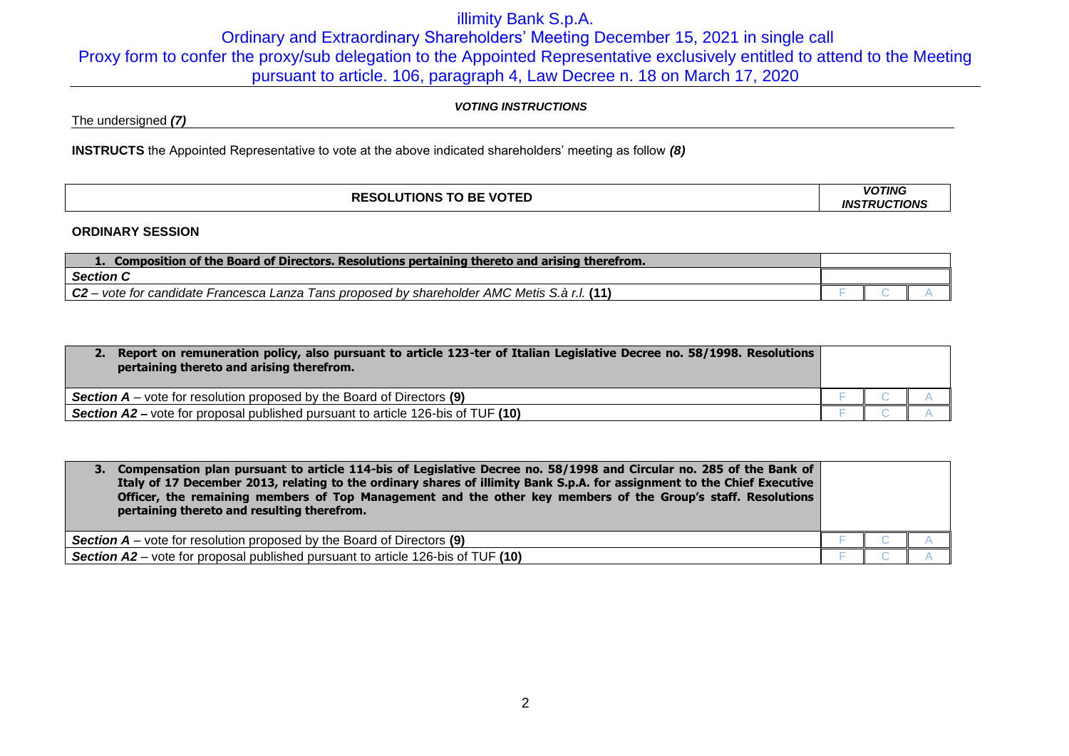# illimity Bank S.p.A.

## Ordinary and Extraordinary Shareholders' Meeting December 15, 2021 in single call

## Proxy form to confer the proxy/sub delegation to the Appointed Representative exclusively entitled to attend to the Meeting pursuant to article. 106, paragraph 4, Law Decree n. 18 on March 17, 2020

***VOTING INSTRUCTIONS***

The undersigned ***(7)***

**INSTRUCTS** the Appointed Representative to vote at the above indicated shareholders' meeting as follow ***(8)***

| RESOLUTIONS TO BE VOTED | *VOTING INSTRUCTIONS* | | |
|---|---|---|---|

**ORDINARY SESSION**

| **1. Composition of the Board of Directors. Resolutions pertaining thereto and arising therefrom.** | | | |
|---|---|---|---|
| ***Section C*** | | | |
| ***C2** – vote for candidate Francesca Lanza Tans proposed by shareholder AMC Metis S.à r.l.* **(11)** | F | C | A |

| **2. Report on remuneration policy, also pursuant to article 123-ter of Italian Legislative Decree no. 58/1998. Resolutions pertaining thereto and arising therefrom.** | | | |
|---|---|---|---|
| ***Section A*** – vote for resolution proposed by the Board of Directors **(9)** | F | C | A |
| ***Section A2*** **–** vote for proposal published pursuant to article 126-bis of TUF **(10)** | F | C | A |

| **3. Compensation plan pursuant to article 114-bis of Legislative Decree no. 58/1998 and Circular no. 285 of the Bank of Italy of 17 December 2013, relating to the ordinary shares of illimity Bank S.p.A. for assignment to the Chief Executive Officer, the remaining members of Top Management and the other key members of the Group's staff. Resolutions pertaining thereto and resulting therefrom.** | | | |
|---|---|---|---|
| ***Section A*** – vote for resolution proposed by the Board of Directors **(9)** | F | C | A |
| ***Section A2*** – vote for proposal published pursuant to article 126-bis of TUF **(10)** | F | C | A |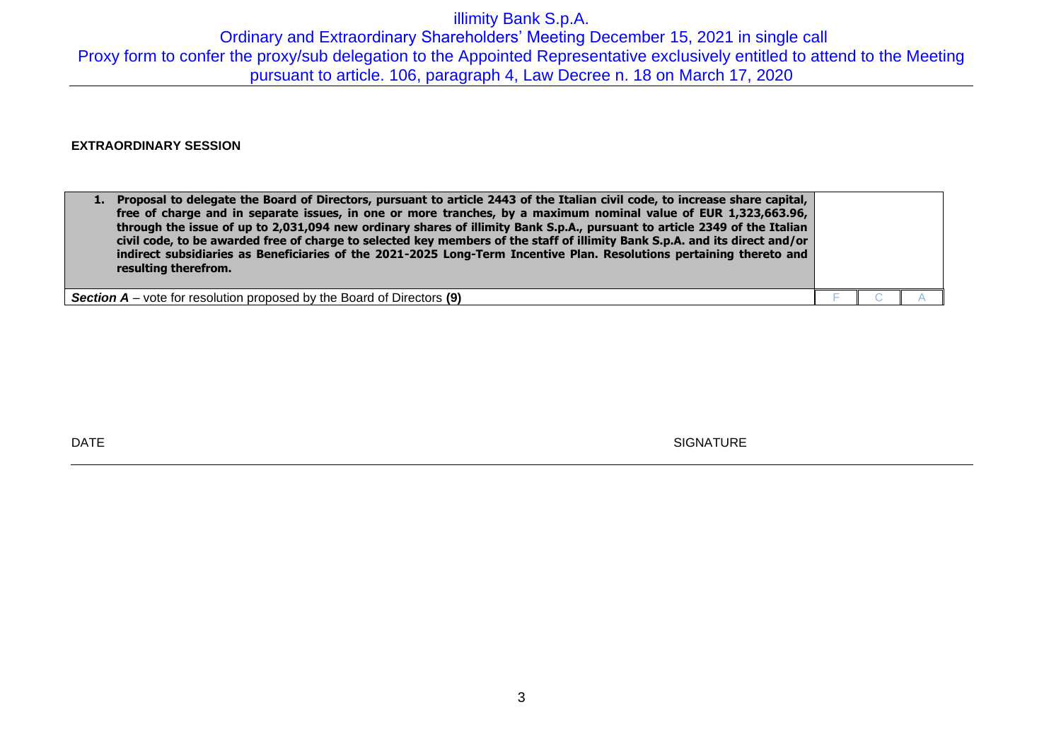**EXTRAORDINARY SESSION**

| **1. Proposal to delegate the Board of Directors, pursuant to article 2443 of the Italian civil code, to increase share capital, free of charge and in separate issues, in one or more tranches, by a maximum nominal value of EUR 1,323,663.96, through the issue of up to 2,031,094 new ordinary shares of illimity Bank S.p.A., pursuant to article 2349 of the Italian civil code, to be awarded free of charge to selected key members of the staff of illimity Bank S.p.A. and its direct and/or indirect subsidiaries as Beneficiaries of the 2021-2025 Long-Term Incentive Plan. Resolutions pertaining thereto and resulting therefrom.** | | | |
|---|---|---|---|
| ***Section A*** – vote for resolution proposed by the Board of Directors **(9)** | F | C | A |

DATE

SIGNATURE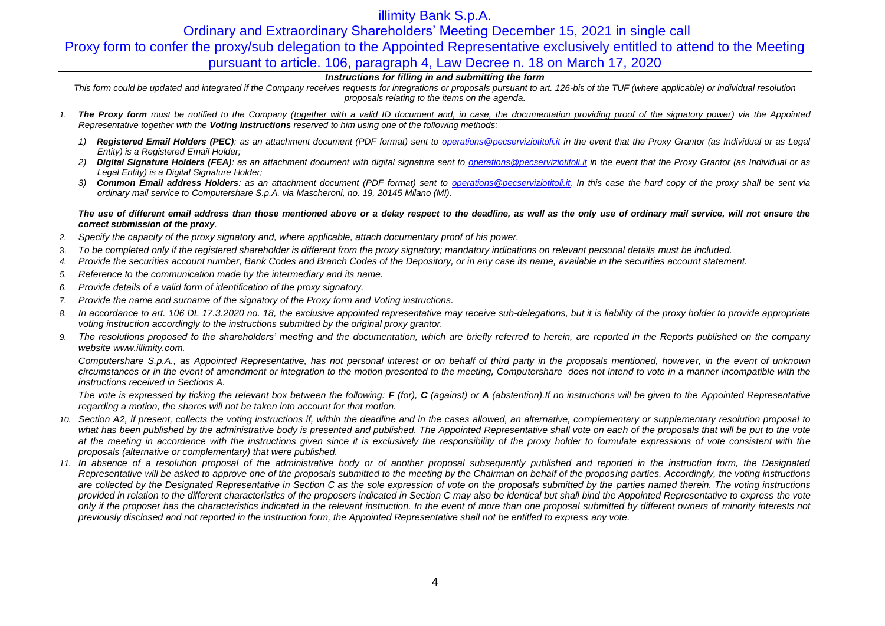# illimity Bank S.p.A.

## Ordinary and Extraordinary Shareholders' Meeting December 15, 2021 in single call

## Proxy form to confer the proxy/sub delegation to the Appointed Representative exclusively entitled to attend to the Meeting pursuant to article. 106, paragraph 4, Law Decree n. 18 on March 17, 2020

***Instructions for filling in and submitting the form***

*This form could be updated and integrated if the Company receives requests for integrations or proposals pursuant to art. 126-bis of the TUF (where applicable) or individual resolution proposals relating to the items on the agenda.*

1. ***The Proxy form** must be notified to the Company (together with a valid ID document and, in case, the documentation providing proof of the signatory power) via the Appointed Representative together with the **Voting Instructions** reserved to him using one of the following methods:*

   1) ***Registered Email Holders (PEC)**: as an attachment document (PDF format) sent to operations@pecserviziotitoli.it in the event that the Proxy Grantor (as Individual or as Legal Entity) is a Registered Email Holder;*
   2) ***Digital Signature Holders (FEA)**: as an attachment document with digital signature sent to operations@pecserviziotitoli.it in the event that the Proxy Grantor (as Individual or as Legal Entity) is a Digital Signature Holder;*
   3) ***Common Email address Holders**: as an attachment document (PDF format) sent to operations@pecserviziotitoli.it. In this case the hard copy of the proxy shall be sent via ordinary mail service to Computershare S.p.A. via Mascheroni, no. 19, 20145 Milano (MI).*

   ***The use of different email address than those mentioned above or a delay respect to the deadline, as well as the only use of ordinary mail service, will not ensure the correct submission of the proxy**.*

2. *Specify the capacity of the proxy signatory and, where applicable, attach documentary proof of his power.*
3. *To be completed only if the registered shareholder is different from the proxy signatory; mandatory indications on relevant personal details must be included.*
4. *Provide the securities account number, Bank Codes and Branch Codes of the Depository, or in any case its name, available in the securities account statement.*
5. *Reference to the communication made by the intermediary and its name.*
6. *Provide details of a valid form of identification of the proxy signatory.*
7. *Provide the name and surname of the signatory of the Proxy form and Voting instructions.*
8. *In accordance to art. 106 DL 17.3.2020 no. 18, the exclusive appointed representative may receive sub-delegations, but it is liability of the proxy holder to provide appropriate voting instruction accordingly to the instructions submitted by the original proxy grantor.*
9. *The resolutions proposed to the shareholders' meeting and the documentation, which are briefly referred to herein, are reported in the Reports published on the company website www.illimity.com.*

   *Computershare S.p.A., as Appointed Representative, has not personal interest or on behalf of third party in the proposals mentioned, however, in the event of unknown circumstances or in the event of amendment or integration to the motion presented to the meeting, Computershare does not intend to vote in a manner incompatible with the instructions received in Sections A.*

   *The vote is expressed by ticking the relevant box between the following: **F** (for), **C** (against) or **A** (abstention).If no instructions will be given to the Appointed Representative regarding a motion, the shares will not be taken into account for that motion.*

10. *Section A2, if present, collects the voting instructions if, within the deadline and in the cases allowed, an alternative, complementary or supplementary resolution proposal to what has been published by the administrative body is presented and published. The Appointed Representative shall vote on each of the proposals that will be put to the vote at the meeting in accordance with the instructions given since it is exclusively the responsibility of the proxy holder to formulate expressions of vote consistent with the proposals (alternative or complementary) that were published.*
11. *In absence of a resolution proposal of the administrative body or of another proposal subsequently published and reported in the instruction form, the Designated Representative will be asked to approve one of the proposals submitted to the meeting by the Chairman on behalf of the proposing parties. Accordingly, the voting instructions are collected by the Designated Representative in Section C as the sole expression of vote on the proposals submitted by the parties named therein. The voting instructions provided in relation to the different characteristics of the proposers indicated in Section C may also be identical but shall bind the Appointed Representative to express the vote only if the proposer has the characteristics indicated in the relevant instruction. In the event of more than one proposal submitted by different owners of minority interests not previously disclosed and not reported in the instruction form, the Appointed Representative shall not be entitled to express any vote.*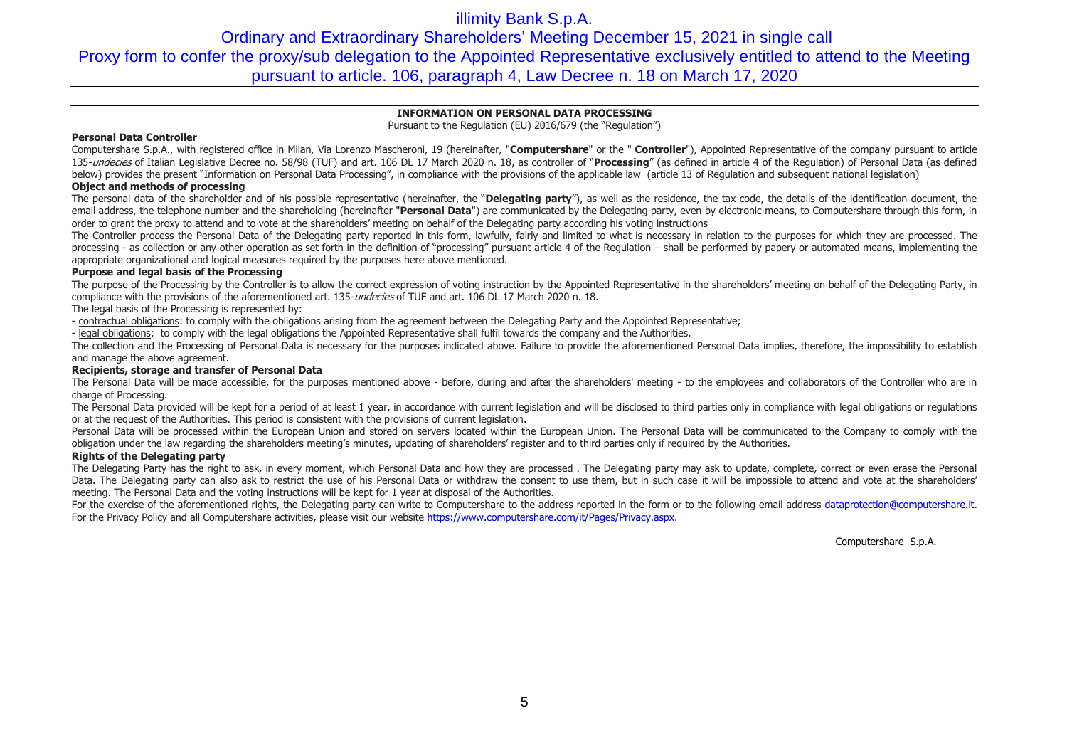# illimity Bank S.p.A.

## Ordinary and Extraordinary Shareholders' Meeting December 15, 2021 in single call

## Proxy form to confer the proxy/sub delegation to the Appointed Representative exclusively entitled to attend to the Meeting pursuant to article. 106, paragraph 4, Law Decree n. 18 on March 17, 2020

---

**INFORMATION ON PERSONAL DATA PROCESSING**

Pursuant to the Regulation (EU) 2016/679 (the "Regulation")

**Personal Data Controller**

Computershare S.p.A., with registered office in Milan, Via Lorenzo Mascheroni, 19 (hereinafter, "**Computershare**" or the " **Controller**"), Appointed Representative of the company pursuant to article 135-*undecies* of Italian Legislative Decree no. 58/98 (TUF) and art. 106 DL 17 March 2020 n. 18, as controller of "**Processing**" (as defined in article 4 of the Regulation) of Personal Data (as defined below) provides the present "Information on Personal Data Processing", in compliance with the provisions of the applicable law (article 13 of Regulation and subsequent national legislation)

**Object and methods of processing**

The personal data of the shareholder and of his possible representative (hereinafter, the "**Delegating party**"), as well as the residence, the tax code, the details of the identification document, the email address, the telephone number and the shareholding (hereinafter "**Personal Data**") are communicated by the Delegating party, even by electronic means, to Computershare through this form, in order to grant the proxy to attend and to vote at the shareholders' meeting on behalf of the Delegating party according his voting instructions

The Controller process the Personal Data of the Delegating party reported in this form, lawfully, fairly and limited to what is necessary in relation to the purposes for which they are processed. The processing - as collection or any other operation as set forth in the definition of "processing" pursuant article 4 of the Regulation – shall be performed by papery or automated means, implementing the appropriate organizational and logical measures required by the purposes here above mentioned.

**Purpose and legal basis of the Processing**

The purpose of the Processing by the Controller is to allow the correct expression of voting instruction by the Appointed Representative in the shareholders' meeting on behalf of the Delegating Party, in compliance with the provisions of the aforementioned art. 135-*undecies* of TUF and art. 106 DL 17 March 2020 n. 18.

The legal basis of the Processing is represented by:

- contractual obligations: to comply with the obligations arising from the agreement between the Delegating Party and the Appointed Representative;
- legal obligations: to comply with the legal obligations the Appointed Representative shall fulfil towards the company and the Authorities.

The collection and the Processing of Personal Data is necessary for the purposes indicated above. Failure to provide the aforementioned Personal Data implies, therefore, the impossibility to establish and manage the above agreement.

**Recipients, storage and transfer of Personal Data**

The Personal Data will be made accessible, for the purposes mentioned above - before, during and after the shareholders' meeting - to the employees and collaborators of the Controller who are in charge of Processing.

The Personal Data provided will be kept for a period of at least 1 year, in accordance with current legislation and will be disclosed to third parties only in compliance with legal obligations or regulations or at the request of the Authorities. This period is consistent with the provisions of current legislation.

Personal Data will be processed within the European Union and stored on servers located within the European Union. The Personal Data will be communicated to the Company to comply with the obligation under the law regarding the shareholders meeting's minutes, updating of shareholders' register and to third parties only if required by the Authorities.

**Rights of the Delegating party**

The Delegating Party has the right to ask, in every moment, which Personal Data and how they are processed . The Delegating party may ask to update, complete, correct or even erase the Personal Data. The Delegating party can also ask to restrict the use of his Personal Data or withdraw the consent to use them, but in such case it will be impossible to attend and vote at the shareholders' meeting. The Personal Data and the voting instructions will be kept for 1 year at disposal of the Authorities.

For the exercise of the aforementioned rights, the Delegating party can write to Computershare to the address reported in the form or to the following email address dataprotection@computershare.it. For the Privacy Policy and all Computershare activities, please visit our website https://www.computershare.com/it/Pages/Privacy.aspx.

Computershare S.p.A.